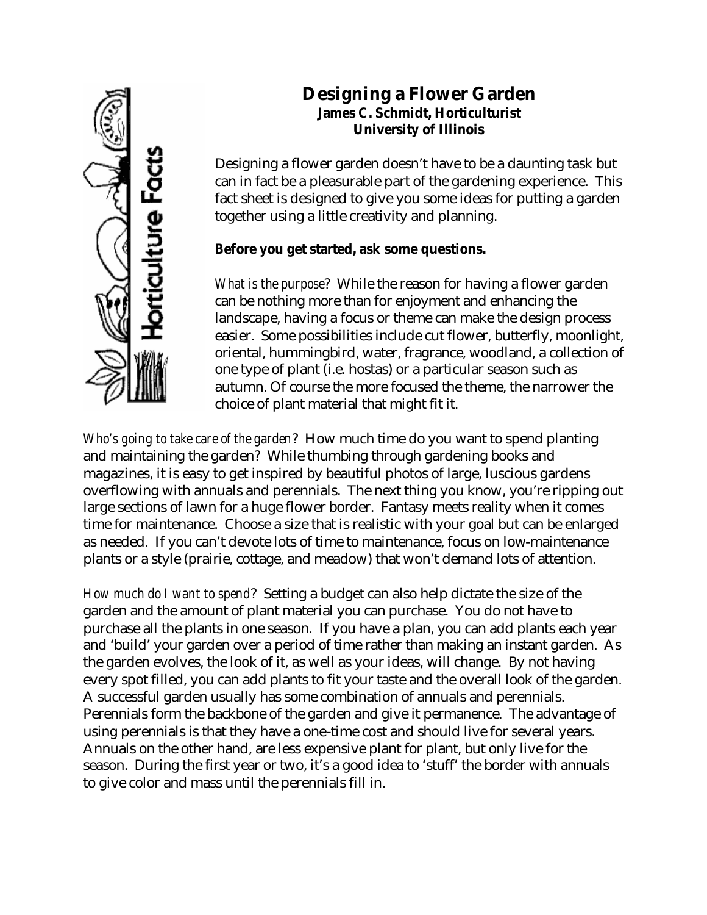# Designing a Flower Garden

**James C. Schmidt, Horticulturist**
**University of Illinois**

Designing a flower garden doesn't have to be a daunting task but can in fact be a pleasurable part of the gardening experience. This fact sheet is designed to give you some ideas for putting a garden together using a little creativity and planning.

**Before you get started, ask some questions.**

*What is the purpose*? While the reason for having a flower garden can be nothing more than for enjoyment and enhancing the landscape, having a focus or theme can make the design process easier. Some possibilities include cut flower, butterfly, moonlight, oriental, hummingbird, water, fragrance, woodland, a collection of one type of plant (i.e. hostas) or a particular season such as autumn. Of course the more focused the theme, the narrower the choice of plant material that might fit it.

*Who's going to take care of the garden*? How much time do you want to spend planting and maintaining the garden? While thumbing through gardening books and magazines, it is easy to get inspired by beautiful photos of large, luscious gardens overflowing with annuals and perennials. The next thing you know, you're ripping out large sections of lawn for a huge flower border. Fantasy meets reality when it comes time for maintenance. Choose a size that is realistic with your goal but can be enlarged as needed. If you can't devote lots of time to maintenance, focus on low-maintenance plants or a style (prairie, cottage, and meadow) that won't demand lots of attention.

*How much do I want to spend*? Setting a budget can also help dictate the size of the garden and the amount of plant material you can purchase. You do not have to purchase all the plants in one season. If you have a plan, you can add plants each year and 'build' your garden over a period of time rather than making an instant garden. As the garden evolves, the look of it, as well as your ideas, will change. By not having every spot filled, you can add plants to fit your taste and the overall look of the garden. A successful garden usually has some combination of annuals and perennials. Perennials form the backbone of the garden and give it permanence. The advantage of using perennials is that they have a one-time cost and should live for several years. Annuals on the other hand, are less expensive plant for plant, but only live for the season. During the first year or two, it's a good idea to 'stuff' the border with annuals to give color and mass until the perennials fill in.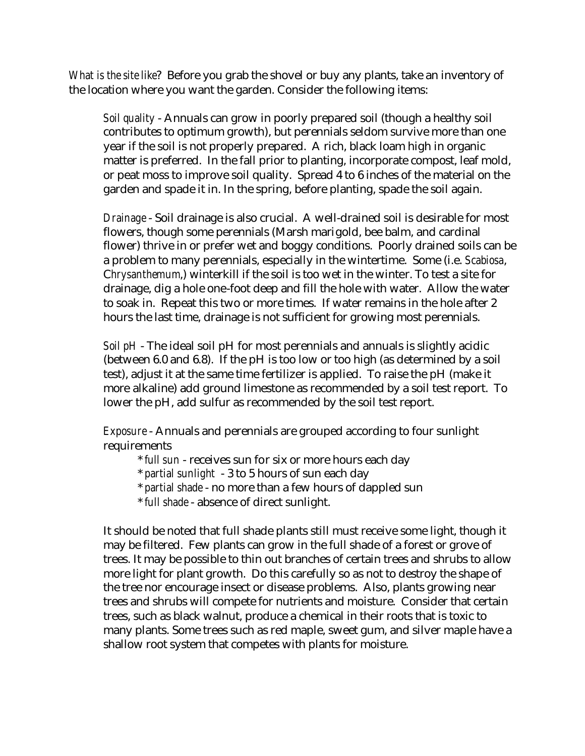*What is the site like*? Before you grab the shovel or buy any plants, take an inventory of the location where you want the garden. Consider the following items:

*Soil quality* - Annuals can grow in poorly prepared soil (though a healthy soil contributes to optimum growth), but perennials seldom survive more than one year if the soil is not properly prepared. A rich, black loam high in organic matter is preferred. In the fall prior to planting, incorporate compost, leaf mold, or peat moss to improve soil quality. Spread 4 to 6 inches of the material on the garden and spade it in. In the spring, before planting, spade the soil again.

*Drainage* - Soil drainage is also crucial. A well-drained soil is desirable for most flowers, though some perennials (Marsh marigold, bee balm, and cardinal flower) thrive in or prefer wet and boggy conditions. Poorly drained soils can be a problem to many perennials, especially in the wintertime. Some (i.e. *Scabiosa*, *Chrysanthemum*,) winterkill if the soil is too wet in the winter. To test a site for drainage, dig a hole one-foot deep and fill the hole with water. Allow the water to soak in. Repeat this two or more times. If water remains in the hole after 2 hours the last time, drainage is not sufficient for growing most perennials.

*Soil pH* - The ideal soil pH for most perennials and annuals is slightly acidic (between 6.0 and 6.8). If the pH is too low or too high (as determined by a soil test), adjust it at the same time fertilizer is applied. To raise the pH (make it more alkaline) add ground limestone as recommended by a soil test report. To lower the pH, add sulfur as recommended by the soil test report.

*Exposure* - Annuals and perennials are grouped according to four sunlight requirements

- *full sun* - receives sun for six or more hours each day
- *partial sunlight* - 3 to 5 hours of sun each day
- *partial shade* - no more than a few hours of dappled sun
- *full shade* - absence of direct sunlight.

It should be noted that full shade plants still must receive some light, though it may be filtered. Few plants can grow in the full shade of a forest or grove of trees. It may be possible to thin out branches of certain trees and shrubs to allow more light for plant growth. Do this carefully so as not to destroy the shape of the tree nor encourage insect or disease problems. Also, plants growing near trees and shrubs will compete for nutrients and moisture. Consider that certain trees, such as black walnut, produce a chemical in their roots that is toxic to many plants. Some trees such as red maple, sweet gum, and silver maple have a shallow root system that competes with plants for moisture.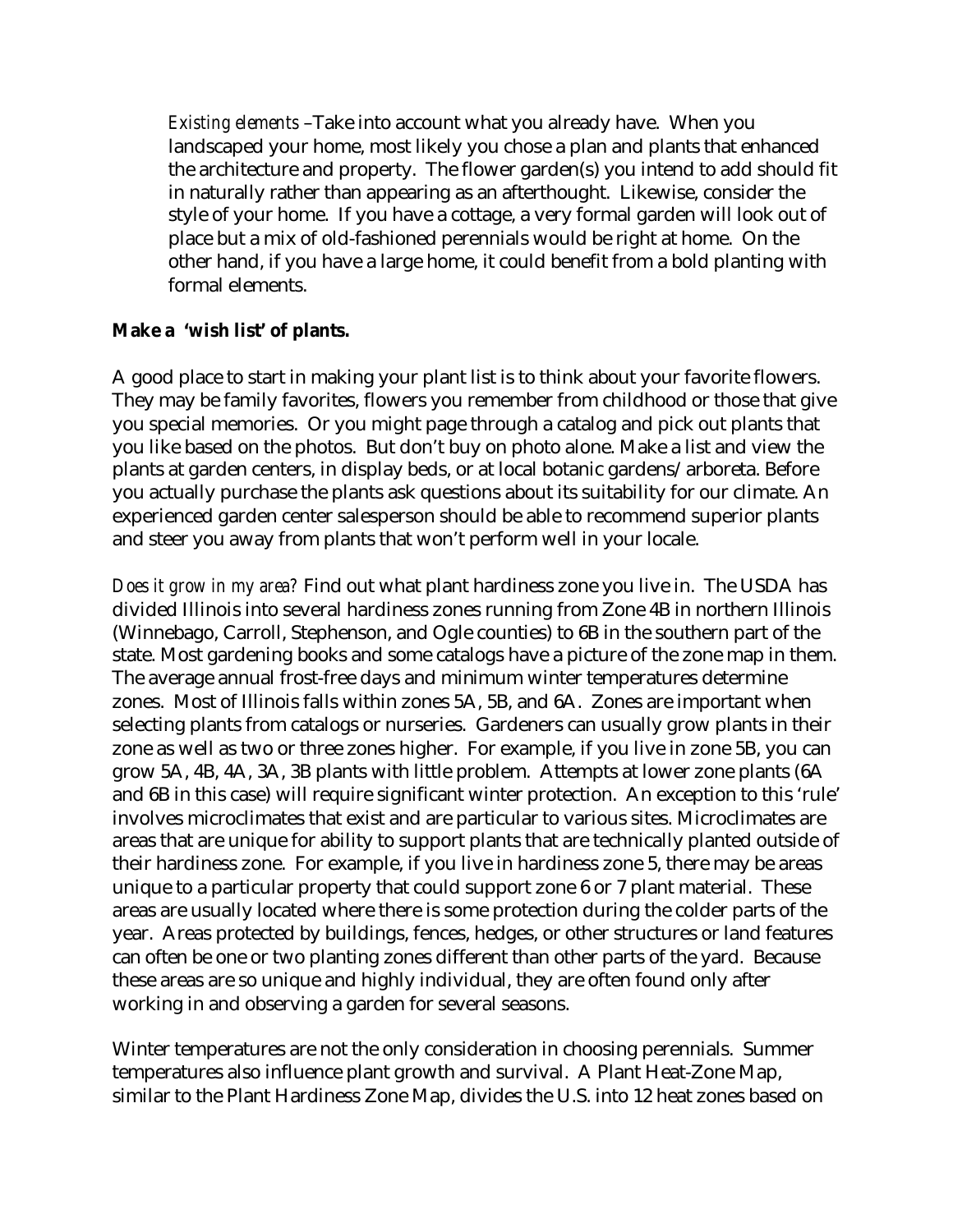*Existing elements* –Take into account what you already have. When you landscaped your home, most likely you chose a plan and plants that enhanced the architecture and property. The flower garden(s) you intend to add should fit in naturally rather than appearing as an afterthought. Likewise, consider the style of your home. If you have a cottage, a very formal garden will look out of place but a mix of old-fashioned perennials would be right at home. On the other hand, if you have a large home, it could benefit from a bold planting with formal elements.

**Make a 'wish list' of plants.**

A good place to start in making your plant list is to think about your favorite flowers. They may be family favorites, flowers you remember from childhood or those that give you special memories. Or you might page through a catalog and pick out plants that you like based on the photos. But don't buy on photo alone. Make a list and view the plants at garden centers, in display beds, or at local botanic gardens/arboreta. Before you actually purchase the plants ask questions about its suitability for our climate. An experienced garden center salesperson should be able to recommend superior plants and steer you away from plants that won't perform well in your locale.

*Does it grow in my area?* Find out what plant hardiness zone you live in. The USDA has divided Illinois into several hardiness zones running from Zone 4B in northern Illinois (Winnebago, Carroll, Stephenson, and Ogle counties) to 6B in the southern part of the state. Most gardening books and some catalogs have a picture of the zone map in them. The average annual frost-free days and minimum winter temperatures determine zones. Most of Illinois falls within zones 5A, 5B, and 6A. Zones are important when selecting plants from catalogs or nurseries. Gardeners can usually grow plants in their zone as well as two or three zones higher. For example, if you live in zone 5B, you can grow 5A, 4B, 4A, 3A, 3B plants with little problem. Attempts at lower zone plants (6A and 6B in this case) will require significant winter protection. An exception to this 'rule' involves microclimates that exist and are particular to various sites. Microclimates are areas that are unique for ability to support plants that are technically planted outside of their hardiness zone. For example, if you live in hardiness zone 5, there may be areas unique to a particular property that could support zone 6 or 7 plant material. These areas are usually located where there is some protection during the colder parts of the year. Areas protected by buildings, fences, hedges, or other structures or land features can often be one or two planting zones different than other parts of the yard. Because these areas are so unique and highly individual, they are often found only after working in and observing a garden for several seasons.

Winter temperatures are not the only consideration in choosing perennials. Summer temperatures also influence plant growth and survival. A Plant Heat-Zone Map, similar to the Plant Hardiness Zone Map, divides the U.S. into 12 heat zones based on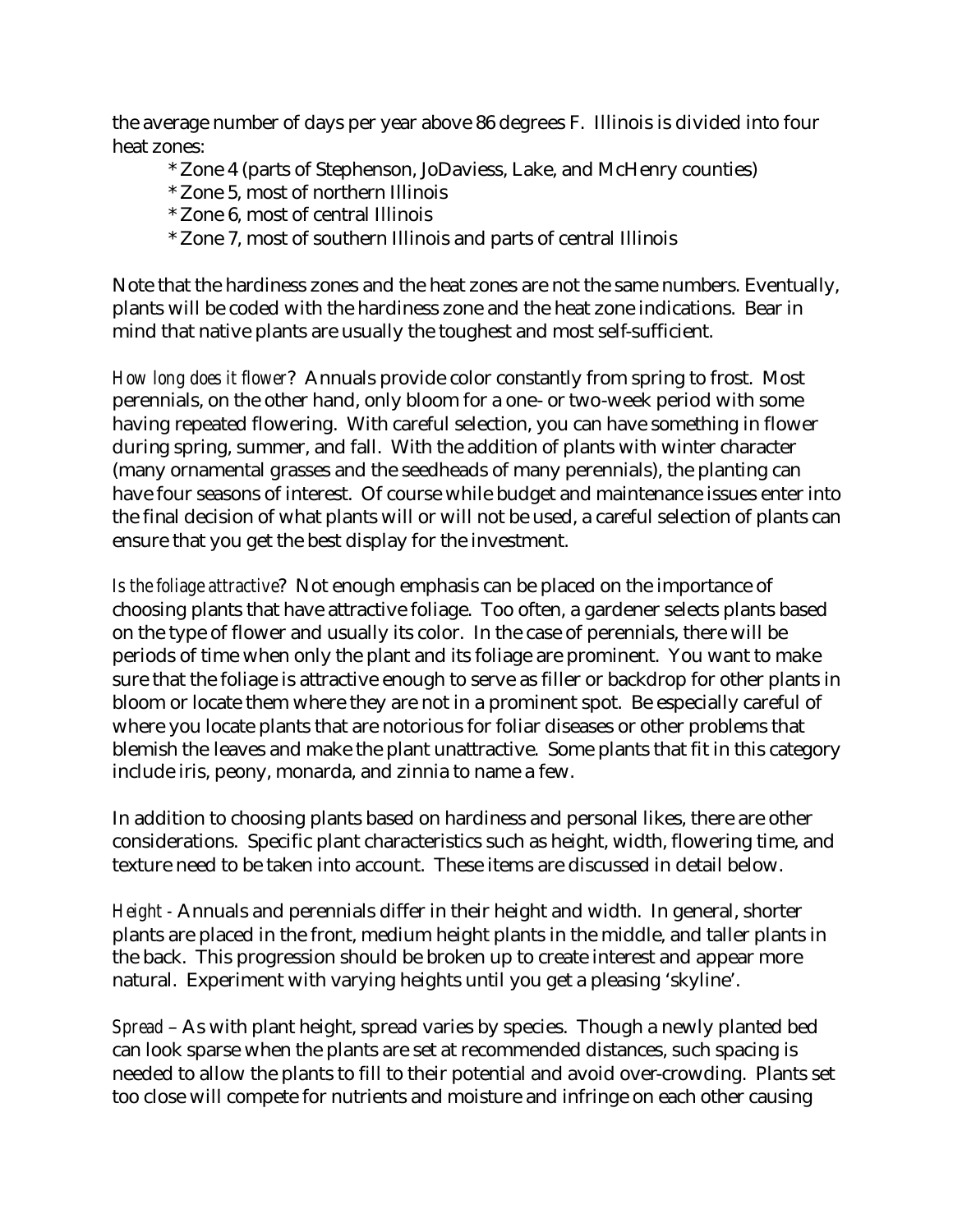the average number of days per year above 86 degrees F. Illinois is divided into four heat zones:

- *Zone 4 (parts of Stephenson, JoDaviess, Lake, and McHenry counties)
- *Zone 5, most of northern Illinois
- *Zone 6, most of central Illinois
- *Zone 7, most of southern Illinois and parts of central Illinois

Note that the hardiness zones and the heat zones are not the same numbers. Eventually, plants will be coded with the hardiness zone and the heat zone indications. Bear in mind that native plants are usually the toughest and most self-sufficient.

*How long does it flower?* Annuals provide color constantly from spring to frost. Most perennials, on the other hand, only bloom for a one- or two-week period with some having repeated flowering. With careful selection, you can have something in flower during spring, summer, and fall. With the addition of plants with winter character (many ornamental grasses and the seedheads of many perennials), the planting can have four seasons of interest. Of course while budget and maintenance issues enter into the final decision of what plants will or will not be used, a careful selection of plants can ensure that you get the best display for the investment.

*Is the foliage attractive?* Not enough emphasis can be placed on the importance of choosing plants that have attractive foliage. Too often, a gardener selects plants based on the type of flower and usually its color. In the case of perennials, there will be periods of time when only the plant and its foliage are prominent. You want to make sure that the foliage is attractive enough to serve as filler or backdrop for other plants in bloom or locate them where they are not in a prominent spot. Be especially careful of where you locate plants that are notorious for foliar diseases or other problems that blemish the leaves and make the plant unattractive. Some plants that fit in this category include iris, peony, monarda, and zinnia to name a few.

In addition to choosing plants based on hardiness and personal likes, there are other considerations. Specific plant characteristics such as height, width, flowering time, and texture need to be taken into account. These items are discussed in detail below.

*Height* - Annuals and perennials differ in their height and width. In general, shorter plants are placed in the front, medium height plants in the middle, and taller plants in the back. This progression should be broken up to create interest and appear more natural. Experiment with varying heights until you get a pleasing 'skyline'.

*Spread* – As with plant height, spread varies by species. Though a newly planted bed can look sparse when the plants are set at recommended distances, such spacing is needed to allow the plants to fill to their potential and avoid over-crowding. Plants set too close will compete for nutrients and moisture and infringe on each other causing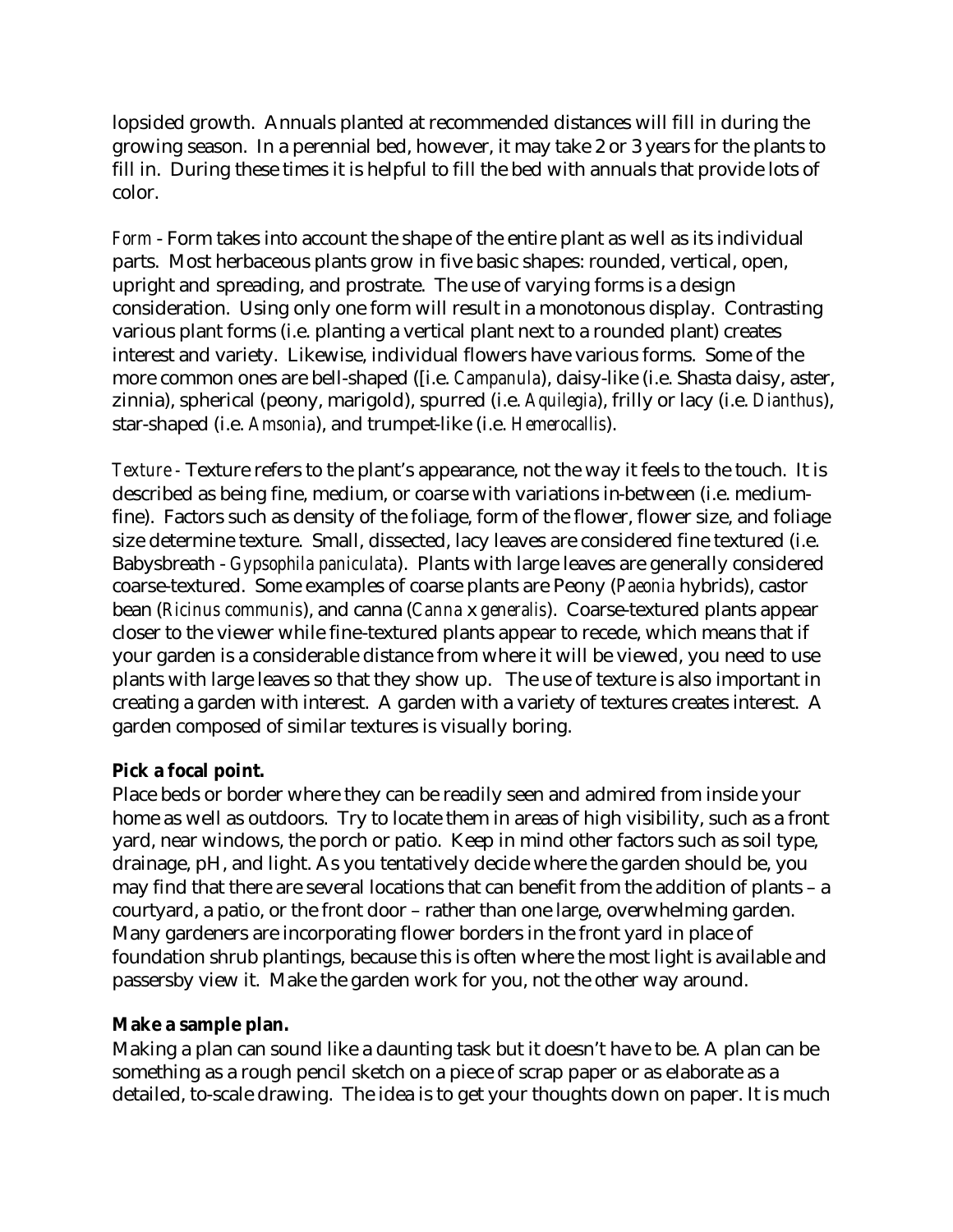lopsided growth. Annuals planted at recommended distances will fill in during the growing season. In a perennial bed, however, it may take 2 or 3 years for the plants to fill in. During these times it is helpful to fill the bed with annuals that provide lots of color.

*Form* - Form takes into account the shape of the entire plant as well as its individual parts. Most herbaceous plants grow in five basic shapes: rounded, vertical, open, upright and spreading, and prostrate. The use of varying forms is a design consideration. Using only one form will result in a monotonous display. Contrasting various plant forms (i.e. planting a vertical plant next to a rounded plant) creates interest and variety. Likewise, individual flowers have various forms. Some of the more common ones are bell-shaped ([i.e. *Campanula*), daisy-like (i.e. Shasta daisy, aster, zinnia), spherical (peony, marigold), spurred (i.e. *Aquilegia*), frilly or lacy (i.e. *Dianthus*), star-shaped (i.e. *Amsonia*), and trumpet-like (i.e. *Hemerocallis*).

*Texture* - Texture refers to the plant's appearance, not the way it feels to the touch. It is described as being fine, medium, or coarse with variations in-between (i.e. medium-fine). Factors such as density of the foliage, form of the flower, flower size, and foliage size determine texture. Small, dissected, lacy leaves are considered fine textured (i.e. Babysbreath - *Gypsophila paniculata*). Plants with large leaves are generally considered coarse-textured. Some examples of coarse plants are Peony (*Paeonia* hybrids), castor bean (*Ricinus communis*), and canna (*Canna* x *generalis*). Coarse-textured plants appear closer to the viewer while fine-textured plants appear to recede, which means that if your garden is a considerable distance from where it will be viewed, you need to use plants with large leaves so that they show up. The use of texture is also important in creating a garden with interest. A garden with a variety of textures creates interest. A garden composed of similar textures is visually boring.

**Pick a focal point.**

Place beds or border where they can be readily seen and admired from inside your home as well as outdoors. Try to locate them in areas of high visibility, such as a front yard, near windows, the porch or patio. Keep in mind other factors such as soil type, drainage, pH, and light. As you tentatively decide where the garden should be, you may find that there are several locations that can benefit from the addition of plants – a courtyard, a patio, or the front door – rather than one large, overwhelming garden. Many gardeners are incorporating flower borders in the front yard in place of foundation shrub plantings, because this is often where the most light is available and passersby view it. Make the garden work for you, not the other way around.

**Make a sample plan.**

Making a plan can sound like a daunting task but it doesn't have to be. A plan can be something as a rough pencil sketch on a piece of scrap paper or as elaborate as a detailed, to-scale drawing. The idea is to get your thoughts down on paper. It is much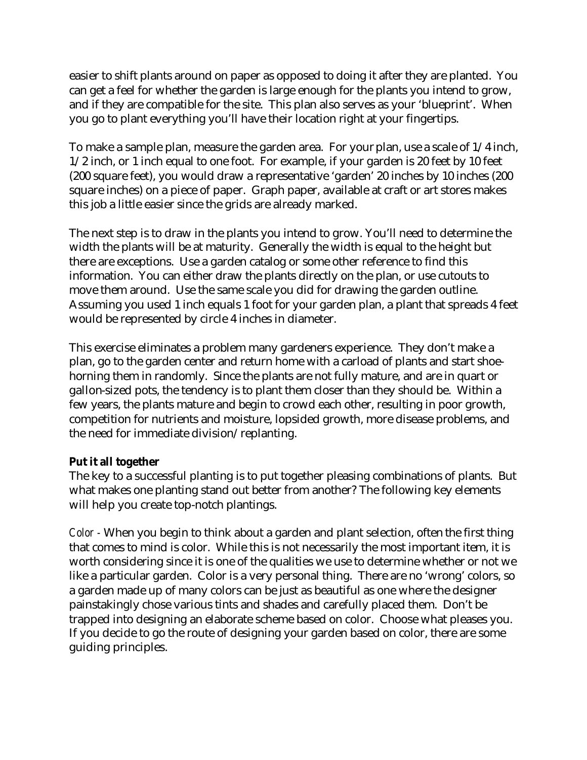easier to shift plants around on paper as opposed to doing it after they are planted. You can get a feel for whether the garden is large enough for the plants you intend to grow, and if they are compatible for the site. This plan also serves as your 'blueprint'. When you go to plant everything you'll have their location right at your fingertips.

To make a sample plan, measure the garden area. For your plan, use a scale of 1/4 inch, 1/2 inch, or 1 inch equal to one foot. For example, if your garden is 20 feet by 10 feet (200 square feet), you would draw a representative 'garden' 20 inches by 10 inches (200 square inches) on a piece of paper. Graph paper, available at craft or art stores makes this job a little easier since the grids are already marked.

The next step is to draw in the plants you intend to grow. You'll need to determine the width the plants will be at maturity. Generally the width is equal to the height but there are exceptions. Use a garden catalog or some other reference to find this information. You can either draw the plants directly on the plan, or use cutouts to move them around. Use the same scale you did for drawing the garden outline. Assuming you used 1 inch equals 1 foot for your garden plan, a plant that spreads 4 feet would be represented by circle 4 inches in diameter.

This exercise eliminates a problem many gardeners experience. They don't make a plan, go to the garden center and return home with a carload of plants and start shoe-horning them in randomly. Since the plants are not fully mature, and are in quart or gallon-sized pots, the tendency is to plant them closer than they should be. Within a few years, the plants mature and begin to crowd each other, resulting in poor growth, competition for nutrients and moisture, lopsided growth, more disease problems, and the need for immediate division/replanting.

**Put it all together**

The key to a successful planting is to put together pleasing combinations of plants. But what makes one planting stand out better from another? The following key elements will help you create top-notch plantings.

*Color* - When you begin to think about a garden and plant selection, often the first thing that comes to mind is color. While this is not necessarily the most important item, it is worth considering since it is one of the qualities we use to determine whether or not we like a particular garden. Color is a very personal thing. There are no 'wrong' colors, so a garden made up of many colors can be just as beautiful as one where the designer painstakingly chose various tints and shades and carefully placed them. Don't be trapped into designing an elaborate scheme based on color. Choose what pleases you. If you decide to go the route of designing your garden based on color, there are some guiding principles.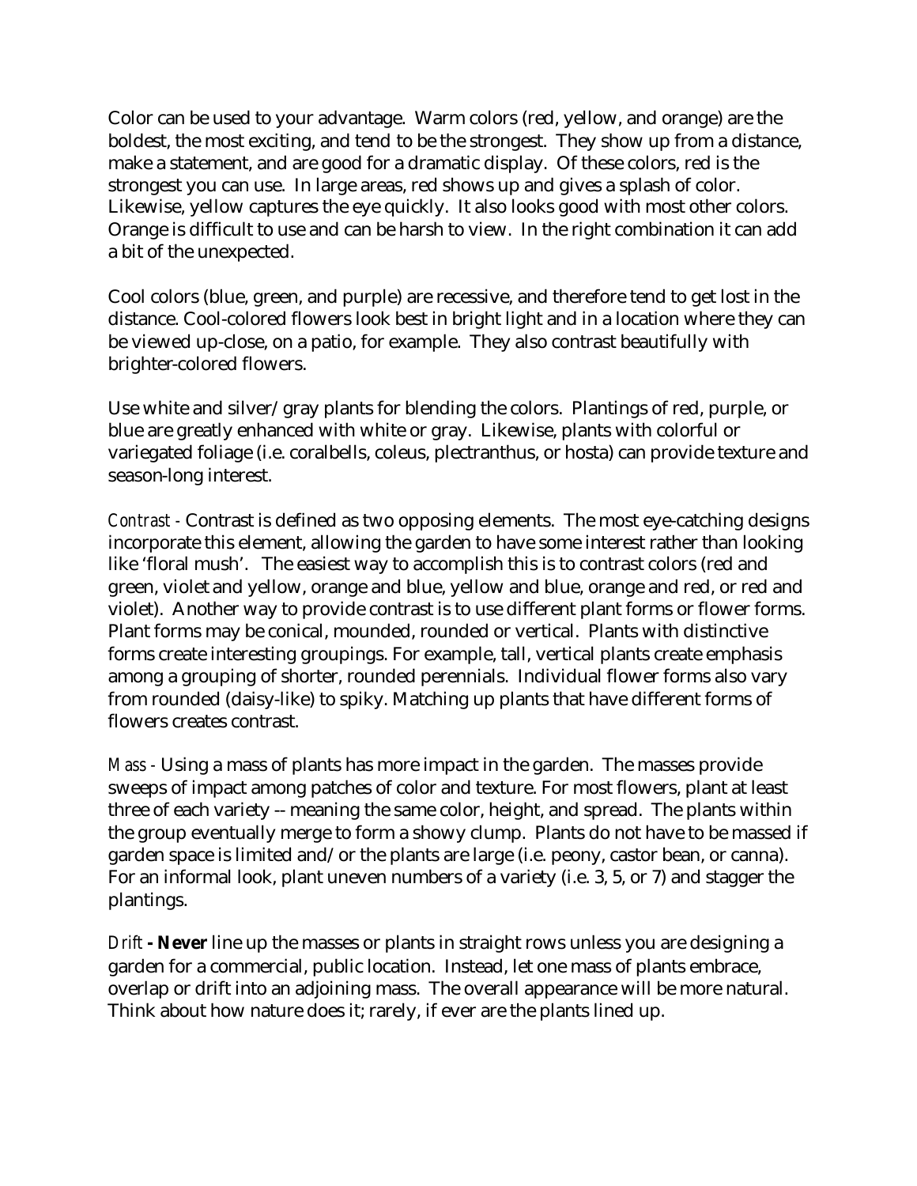Color can be used to your advantage. Warm colors (red, yellow, and orange) are the boldest, the most exciting, and tend to be the strongest. They show up from a distance, make a statement, and are good for a dramatic display. Of these colors, red is the strongest you can use. In large areas, red shows up and gives a splash of color. Likewise, yellow captures the eye quickly. It also looks good with most other colors. Orange is difficult to use and can be harsh to view. In the right combination it can add a bit of the unexpected.

Cool colors (blue, green, and purple) are recessive, and therefore tend to get lost in the distance. Cool-colored flowers look best in bright light and in a location where they can be viewed up-close, on a patio, for example. They also contrast beautifully with brighter-colored flowers.

Use white and silver/gray plants for blending the colors. Plantings of red, purple, or blue are greatly enhanced with white or gray. Likewise, plants with colorful or variegated foliage (i.e. coralbells, coleus, plectranthus, or hosta) can provide texture and season-long interest.

*Contrast* - Contrast is defined as two opposing elements. The most eye-catching designs incorporate this element, allowing the garden to have some interest rather than looking like 'floral mush'. The easiest way to accomplish this is to contrast colors (red and green, violet and yellow, orange and blue, yellow and blue, orange and red, or red and violet). Another way to provide contrast is to use different plant forms or flower forms. Plant forms may be conical, mounded, rounded or vertical. Plants with distinctive forms create interesting groupings. For example, tall, vertical plants create emphasis among a grouping of shorter, rounded perennials. Individual flower forms also vary from rounded (daisy-like) to spiky. Matching up plants that have different forms of flowers creates contrast.

*Mass* - Using a mass of plants has more impact in the garden. The masses provide sweeps of impact among patches of color and texture. For most flowers, plant at least three of each variety -- meaning the same color, height, and spread. The plants within the group eventually merge to form a showy clump. Plants do not have to be massed if garden space is limited and/or the plants are large (i.e. peony, castor bean, or canna). For an informal look, plant uneven numbers of a variety (i.e. 3, 5, or 7) and stagger the plantings.

*Drift* **- Never** line up the masses or plants in straight rows unless you are designing a garden for a commercial, public location. Instead, let one mass of plants embrace, overlap or drift into an adjoining mass. The overall appearance will be more natural. Think about how nature does it; rarely, if ever are the plants lined up.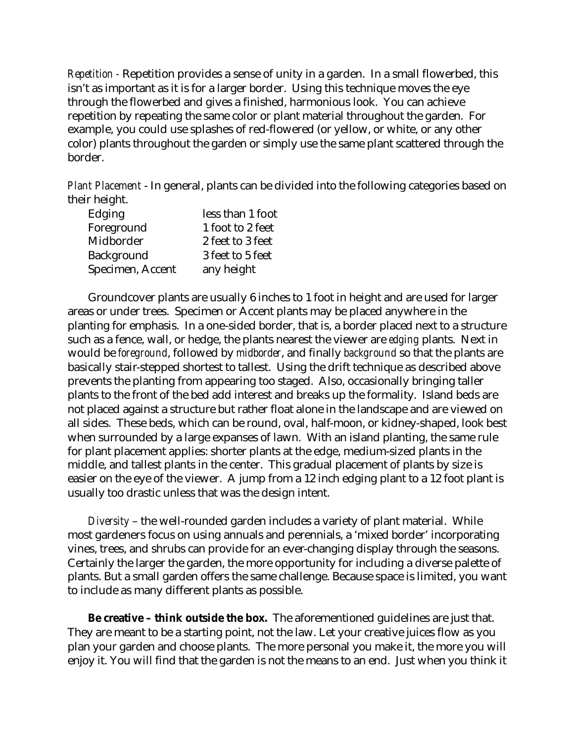*Repetition* - Repetition provides a sense of unity in a garden. In a small flowerbed, this isn't as important as it is for a larger border. Using this technique moves the eye through the flowerbed and gives a finished, harmonious look. You can achieve repetition by repeating the same color or plant material throughout the garden. For example, you could use splashes of red-flowered (or yellow, or white, or any other color) plants throughout the garden or simply use the same plant scattered through the border.

*Plant Placement* - In general, plants can be divided into the following categories based on their height.

| | |
|---|---|
| Edging | less than 1 foot |
| Foreground | 1 foot to 2 feet |
| Midborder | 2 feet to 3 feet |
| Background | 3 feet to 5 feet |
| Specimen, Accent | any height |

Groundcover plants are usually 6 inches to 1 foot in height and are used for larger areas or under trees. Specimen or Accent plants may be placed anywhere in the planting for emphasis. In a one-sided border, that is, a border placed next to a structure such as a fence, wall, or hedge, the plants nearest the viewer are *edging* plants. Next in would be *foreground*, followed by *midborder*, and finally *background* so that the plants are basically stair-stepped shortest to tallest. Using the drift technique as described above prevents the planting from appearing too staged. Also, occasionally bringing taller plants to the front of the bed add interest and breaks up the formality. Island beds are not placed against a structure but rather float alone in the landscape and are viewed on all sides. These beds, which can be round, oval, half-moon, or kidney-shaped, look best when surrounded by a large expanses of lawn. With an island planting, the same rule for plant placement applies: shorter plants at the edge, medium-sized plants in the middle, and tallest plants in the center. This gradual placement of plants by size is easier on the eye of the viewer. A jump from a 12 inch edging plant to a 12 foot plant is usually too drastic unless that was the design intent.

*Diversity* – the well-rounded garden includes a variety of plant material. While most gardeners focus on using annuals and perennials, a 'mixed border' incorporating vines, trees, and shrubs can provide for an ever-changing display through the seasons. Certainly the larger the garden, the more opportunity for including a diverse palette of plants. But a small garden offers the same challenge. Because space is limited, you want to include as many different plants as possible.

**Be creative – think outside the box.** The aforementioned guidelines are just that. They are meant to be a starting point, not the law. Let your creative juices flow as you plan your garden and choose plants. The more personal you make it, the more you will enjoy it. You will find that the garden is not the means to an end. Just when you think it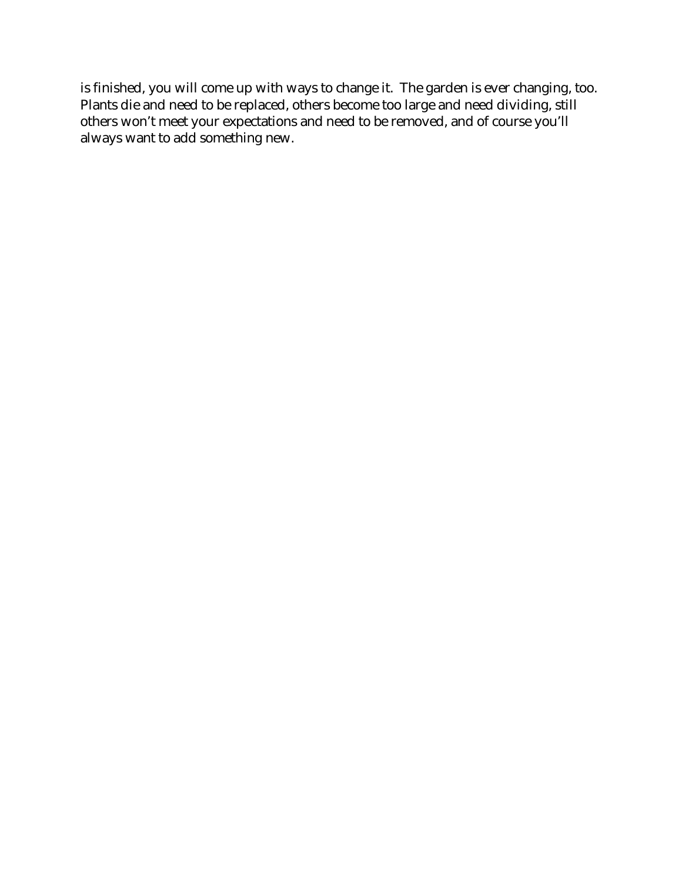is finished, you will come up with ways to change it. The garden is ever changing, too. Plants die and need to be replaced, others become too large and need dividing, still others won't meet your expectations and need to be removed, and of course you'll always want to add something new.